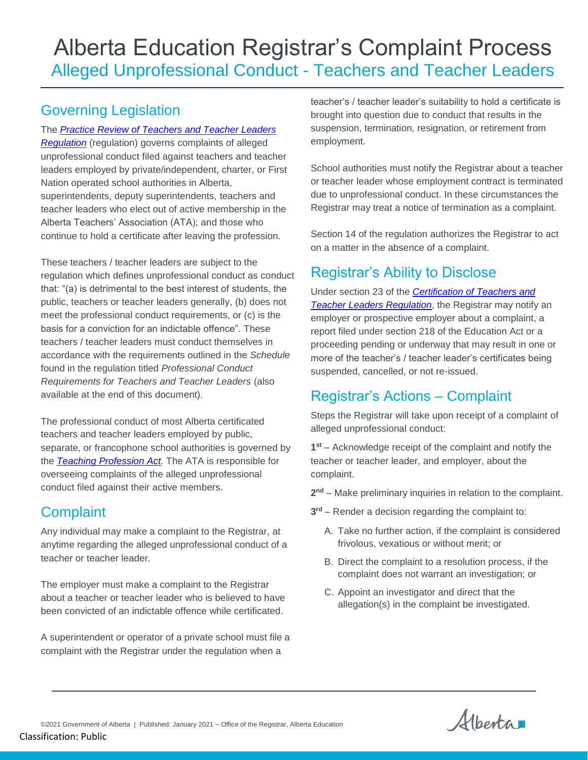# Alberta Education Registrar's Complaint Process

## Alleged Unprofessional Conduct - Teachers and Teacher Leaders

## Governing Legislation

The ***Practice Review of Teachers and Teacher Leaders Regulation*** (regulation) governs complaints of alleged unprofessional conduct filed against teachers and teacher leaders employed by private/independent, charter, or First Nation operated school authorities in Alberta, superintendents, deputy superintendents, teachers and teacher leaders who elect out of active membership in the Alberta Teachers' Association (ATA); and those who continue to hold a certificate after leaving the profession.

These teachers / teacher leaders are subject to the regulation which defines unprofessional conduct as conduct that: "(a) is detrimental to the best interest of students, the public, teachers or teacher leaders generally, (b) does not meet the professional conduct requirements, or (c) is the basis for a conviction for an indictable offence". These teachers / teacher leaders must conduct themselves in accordance with the requirements outlined in the *Schedule* found in the regulation titled *Professional Conduct Requirements for Teachers and Teacher Leaders* (also available at the end of this document).

The professional conduct of most Alberta certificated teachers and teacher leaders employed by public, separate, or francophone school authorities is governed by the ***Teaching Profession Act***. The ATA is responsible for overseeing complaints of the alleged unprofessional conduct filed against their active members.

## Complaint

Any individual may make a complaint to the Registrar, at anytime regarding the alleged unprofessional conduct of a teacher or teacher leader.

The employer must make a complaint to the Registrar about a teacher or teacher leader who is believed to have been convicted of an indictable offence while certificated.

A superintendent or operator of a private school must file a complaint with the Registrar under the regulation when a teacher's / teacher leader's suitability to hold a certificate is brought into question due to conduct that results in the suspension, termination, resignation, or retirement from employment.

School authorities must notify the Registrar about a teacher or teacher leader whose employment contract is terminated due to unprofessional conduct. In these circumstances the Registrar may treat a notice of termination as a complaint.

Section 14 of the regulation authorizes the Registrar to act on a matter in the absence of a complaint.

## Registrar's Ability to Disclose

Under section 23 of the ***Certification of Teachers and Teacher Leaders Regulation***, the Registrar may notify an employer or prospective employer about a complaint, a report filed under section 218 of the Education Act or a proceeding pending or underway that may result in one or more of the teacher's / teacher leader's certificates being suspended, cancelled, or not re-issued.

## Registrar's Actions – Complaint

Steps the Registrar will take upon receipt of a complaint of alleged unprofessional conduct:

**1st** – Acknowledge receipt of the complaint and notify the teacher or teacher leader, and employer, about the complaint.

**2nd** – Make preliminary inquiries in relation to the complaint.

**3rd** – Render a decision regarding the complaint to:

A. Take no further action, if the complaint is considered frivolous, vexatious or without merit; or

B. Direct the complaint to a resolution process, if the complaint does not warrant an investigation; or

C. Appoint an investigator and direct that the allegation(s) in the complaint be investigated.

©2021 Government of Alberta | Published: January 2021 – Office of the Registrar, Alberta Education

Classification: Public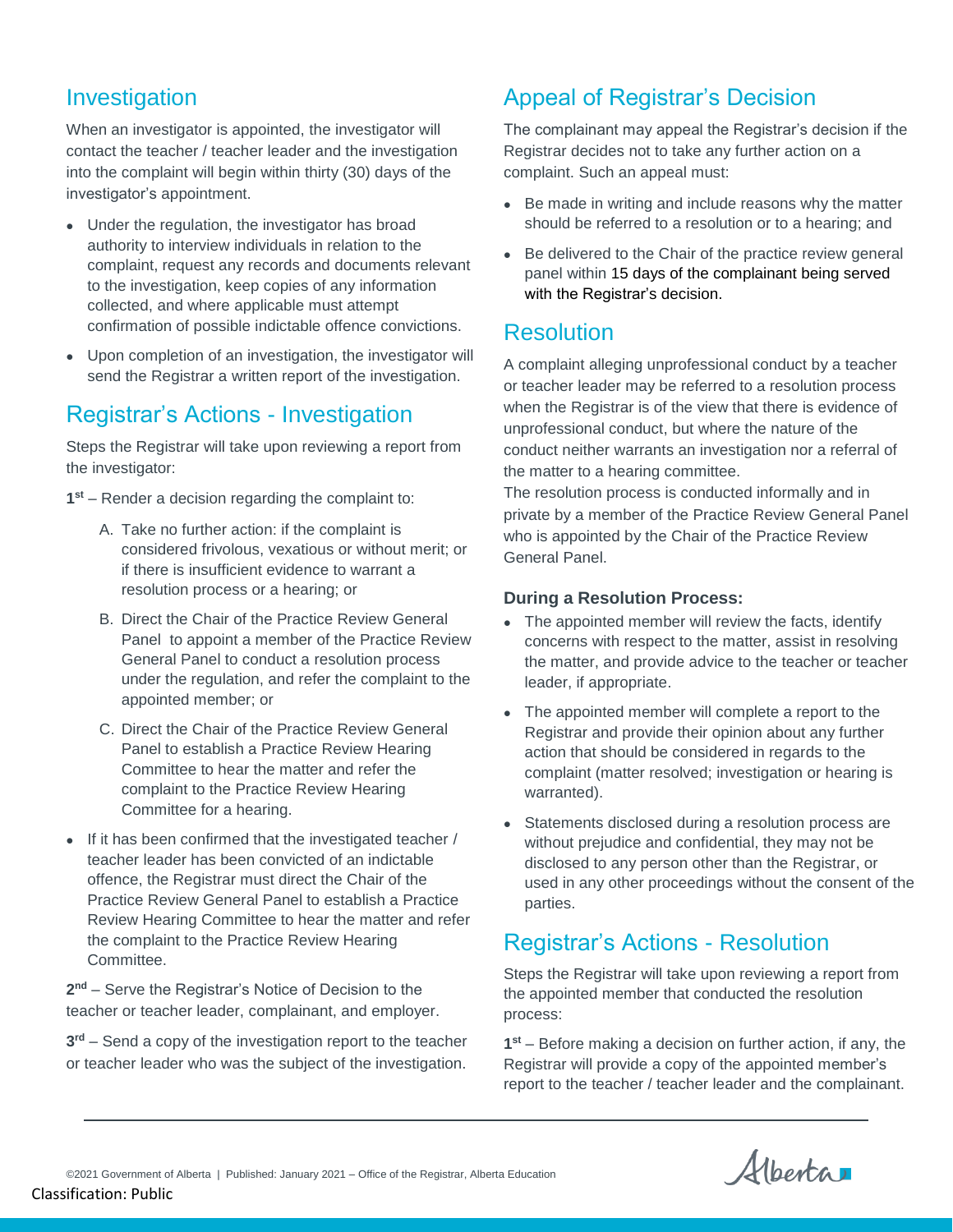## Investigation

When an investigator is appointed, the investigator will contact the teacher / teacher leader and the investigation into the complaint will begin within thirty (30) days of the investigator's appointment.

- Under the regulation, the investigator has broad authority to interview individuals in relation to the complaint, request any records and documents relevant to the investigation, keep copies of any information collected, and where applicable must attempt confirmation of possible indictable offence convictions.
- Upon completion of an investigation, the investigator will send the Registrar a written report of the investigation.

## Registrar's Actions - Investigation

Steps the Registrar will take upon reviewing a report from the investigator:

**1st** – Render a decision regarding the complaint to:

A. Take no further action: if the complaint is considered frivolous, vexatious or without merit; or if there is insufficient evidence to warrant a resolution process or a hearing; or

B. Direct the Chair of the Practice Review General Panel to appoint a member of the Practice Review General Panel to conduct a resolution process under the regulation, and refer the complaint to the appointed member; or

C. Direct the Chair of the Practice Review General Panel to establish a Practice Review Hearing Committee to hear the matter and refer the complaint to the Practice Review Hearing Committee for a hearing.

- If it has been confirmed that the investigated teacher / teacher leader has been convicted of an indictable offence, the Registrar must direct the Chair of the Practice Review General Panel to establish a Practice Review Hearing Committee to hear the matter and refer the complaint to the Practice Review Hearing Committee.

**2nd** – Serve the Registrar's Notice of Decision to the teacher or teacher leader, complainant, and employer.

**3rd** – Send a copy of the investigation report to the teacher or teacher leader who was the subject of the investigation.

## Appeal of Registrar's Decision

The complainant may appeal the Registrar's decision if the Registrar decides not to take any further action on a complaint. Such an appeal must:

- Be made in writing and include reasons why the matter should be referred to a resolution or to a hearing; and
- Be delivered to the Chair of the practice review general panel within 15 days of the complainant being served with the Registrar's decision.

## Resolution

A complaint alleging unprofessional conduct by a teacher or teacher leader may be referred to a resolution process when the Registrar is of the view that there is evidence of unprofessional conduct, but where the nature of the conduct neither warrants an investigation nor a referral of the matter to a hearing committee.

The resolution process is conducted informally and in private by a member of the Practice Review General Panel who is appointed by the Chair of the Practice Review General Panel.

### During a Resolution Process:

- The appointed member will review the facts, identify concerns with respect to the matter, assist in resolving the matter, and provide advice to the teacher or teacher leader, if appropriate.
- The appointed member will complete a report to the Registrar and provide their opinion about any further action that should be considered in regards to the complaint (matter resolved; investigation or hearing is warranted).
- Statements disclosed during a resolution process are without prejudice and confidential, they may not be disclosed to any person other than the Registrar, or used in any other proceedings without the consent of the parties.

## Registrar's Actions - Resolution

Steps the Registrar will take upon reviewing a report from the appointed member that conducted the resolution process:

**1st** – Before making a decision on further action, if any, the Registrar will provide a copy of the appointed member's report to the teacher / teacher leader and the complainant.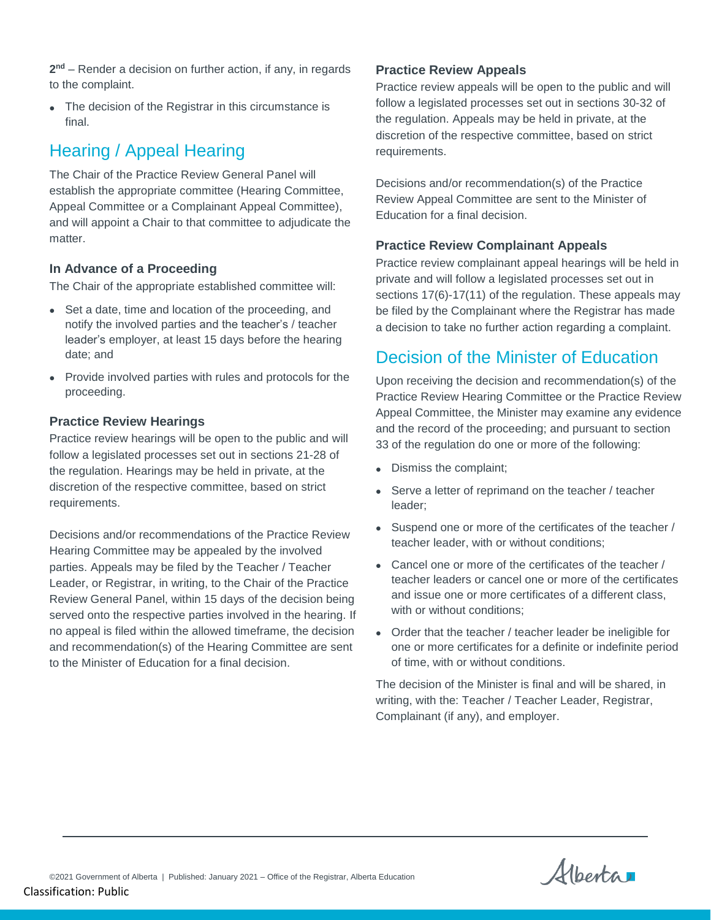**2nd** – Render a decision on further action, if any, in regards to the complaint.

- The decision of the Registrar in this circumstance is final.

## Hearing / Appeal Hearing

The Chair of the Practice Review General Panel will establish the appropriate committee (Hearing Committee, Appeal Committee or a Complainant Appeal Committee), and will appoint a Chair to that committee to adjudicate the matter.

### In Advance of a Proceeding

The Chair of the appropriate established committee will:

- Set a date, time and location of the proceeding, and notify the involved parties and the teacher's / teacher leader's employer, at least 15 days before the hearing date; and
- Provide involved parties with rules and protocols for the proceeding.

### Practice Review Hearings

Practice review hearings will be open to the public and will follow a legislated processes set out in sections 21-28 of the regulation. Hearings may be held in private, at the discretion of the respective committee, based on strict requirements.

Decisions and/or recommendations of the Practice Review Hearing Committee may be appealed by the involved parties. Appeals may be filed by the Teacher / Teacher Leader, or Registrar, in writing, to the Chair of the Practice Review General Panel, within 15 days of the decision being served onto the respective parties involved in the hearing. If no appeal is filed within the allowed timeframe, the decision and recommendation(s) of the Hearing Committee are sent to the Minister of Education for a final decision.

### Practice Review Appeals

Practice review appeals will be open to the public and will follow a legislated processes set out in sections 30-32 of the regulation. Appeals may be held in private, at the discretion of the respective committee, based on strict requirements.

Decisions and/or recommendation(s) of the Practice Review Appeal Committee are sent to the Minister of Education for a final decision.

### Practice Review Complainant Appeals

Practice review complainant appeal hearings will be held in private and will follow a legislated processes set out in sections 17(6)-17(11) of the regulation. These appeals may be filed by the Complainant where the Registrar has made a decision to take no further action regarding a complaint.

## Decision of the Minister of Education

Upon receiving the decision and recommendation(s) of the Practice Review Hearing Committee or the Practice Review Appeal Committee, the Minister may examine any evidence and the record of the proceeding; and pursuant to section 33 of the regulation do one or more of the following:

- Dismiss the complaint;
- Serve a letter of reprimand on the teacher / teacher leader;
- Suspend one or more of the certificates of the teacher / teacher leader, with or without conditions;
- Cancel one or more of the certificates of the teacher / teacher leaders or cancel one or more of the certificates and issue one or more certificates of a different class, with or without conditions;
- Order that the teacher / teacher leader be ineligible for one or more certificates for a definite or indefinite period of time, with or without conditions.

The decision of the Minister is final and will be shared, in writing, with the: Teacher / Teacher Leader, Registrar, Complainant (if any), and employer.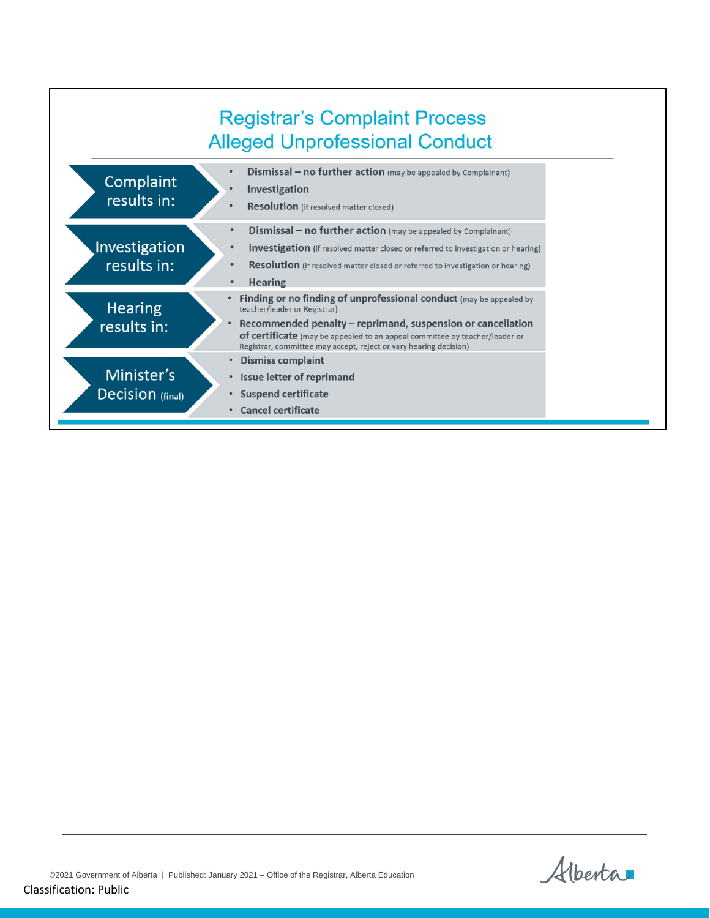## Registrar's Complaint Process
## Alleged Unprofessional Conduct

**Complaint results in:**

- **Dismissal – no further action** (may be appealed by Complainant)
- **Investigation**
- **Resolution** (if resolved matter closed)

**Investigation results in:**

- **Dismissal – no further action** (may be appealed by Complainant)
- **Investigation** (if resolved matter closed or referred to investigation or hearing)
- **Resolution** (if resolved matter closed or referred to investigation or hearing)
- **Hearing**

**Hearing results in:**

- **Finding or no finding of unprofessional conduct** (may be appealed by teacher/leader or Registrar)
- **Recommended penalty – reprimand, suspension or cancellation of certificate** (may be appealed to an appeal committee by teacher/leader or Registrar, committee may accept, reject or vary hearing decision)

**Minister's Decision** (final)

- **Dismiss complaint**
- **Issue letter of reprimand**
- **Suspend certificate**
- **Cancel certificate**

©2021 Government of Alberta | Published: January 2021 – Office of the Registrar, Alberta Education

Classification: Public